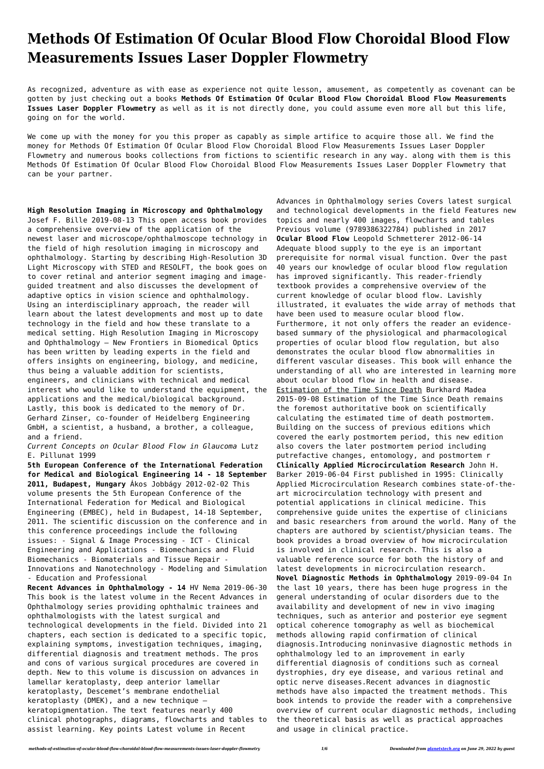# Methods Of Estimation Of Ocular Blood Flow Choroidal Blood Flow Measurements Issues Laser Doppler Flowmetry

As recognized, adventure as with ease as experience not quite lesson, amusement, as competently as covenant can be gotten by just checking out a books **Methods Of Estimation Of Ocular Blood Flow Choroidal Blood Flow Measurements Issues Laser Doppler Flowmetry** as well as it is not directly done, you could assume even more all but this life, going on for the world.

We come up with the money for you this proper as capably as simple artifice to acquire those all. We find the money for Methods Of Estimation Of Ocular Blood Flow Choroidal Blood Flow Measurements Issues Laser Doppler Flowmetry and numerous books collections from fictions to scientific research in any way. along with them is this Methods Of Estimation Of Ocular Blood Flow Choroidal Blood Flow Measurements Issues Laser Doppler Flowmetry that can be your partner.

**High Resolution Imaging in Microscopy and Ophthalmology** Josef F. Bille 2019-08-13 This open access book provides a comprehensive overview of the application of the newest laser and microscope/ophthalmoscope technology in the field of high resolution imaging in microscopy and ophthalmology. Starting by describing High-Resolution 3D Light Microscopy with STED and RESOLFT, the book goes on to cover retinal and anterior segment imaging and image-guided treatment and also discusses the development of adaptive optics in vision science and ophthalmology. Using an interdisciplinary approach, the reader will learn about the latest developments and most up to date technology in the field and how these translate to a medical setting. High Resolution Imaging in Microscopy and Ophthalmology – New Frontiers in Biomedical Optics has been written by leading experts in the field and offers insights on engineering, biology, and medicine, thus being a valuable addition for scientists, engineers, and clinicians with technical and medical interest who would like to understand the equipment, the applications and the medical/biological background. Lastly, this book is dedicated to the memory of Dr. Gerhard Zinser, co-founder of Heidelberg Engineering GmbH, a scientist, a husband, a brother, a colleague, and a friend.

*Current Concepts on Ocular Blood Flow in Glaucoma* Lutz E. Pillunat 1999

**5th European Conference of the International Federation for Medical and Biological Engineering 14 - 18 September 2011, Budapest, Hungary** Ákos Jobbágy 2012-02-02 This volume presents the 5th European Conference of the International Federation for Medical and Biological Engineering (EMBEC), held in Budapest, 14-18 September, 2011. The scientific discussion on the conference and in this conference proceedings include the following issues: - Signal & Image Processing - ICT - Clinical Engineering and Applications - Biomechanics and Fluid Biomechanics - Biomaterials and Tissue Repair - Innovations and Nanotechnology - Modeling and Simulation - Education and Professional

**Recent Advances in Ophthalmology - 14** HV Nema 2019-06-30 This book is the latest volume in the Recent Advances in Ophthalmology series providing ophthalmic trainees and ophthalmologists with the latest surgical and technological developments in the field. Divided into 21 chapters, each section is dedicated to a specific topic, explaining symptoms, investigation techniques, imaging, differential diagnosis and treatment methods. The pros and cons of various surgical procedures are covered in depth. New to this volume is discussion on advances in lamellar keratoplasty, deep anterior lamellar keratoplasty, Descemet's membrane endothelial keratoplasty (DMEK), and a new technique – keratopigmentation. The text features nearly 400 clinical photographs, diagrams, flowcharts and tables to assist learning. Key points Latest volume in Recent Advances in Ophthalmology series Covers latest surgical and technological developments in the field Features new topics and nearly 400 images, flowcharts and tables Previous volume (9789386322784) published in 2017

**Ocular Blood Flow** Leopold Schmetterer 2012-06-14 Adequate blood supply to the eye is an important prerequisite for normal visual function. Over the past 40 years our knowledge of ocular blood flow regulation has improved significantly. This reader-friendly textbook provides a comprehensive overview of the current knowledge of ocular blood flow. Lavishly illustrated, it evaluates the wide array of methods that have been used to measure ocular blood flow. Furthermore, it not only offers the reader an evidence-based summary of the physiological and pharmacological properties of ocular blood flow regulation, but also demonstrates the ocular blood flow abnormalities in different vascular diseases. This book will enhance the understanding of all who are interested in learning more about ocular blood flow in health and disease.

Estimation of the Time Since Death Burkhard Madea 2015-09-08 Estimation of the Time Since Death remains the foremost authoritative book on scientifically calculating the estimated time of death postmortem. Building on the success of previous editions which covered the early postmortem period, this new edition also covers the later postmortem period including putrefactive changes, entomology, and postmortem r

**Clinically Applied Microcirculation Research** John H. Barker 2019-06-04 First published in 1995: Clinically Applied Microcirculation Research combines state-of-the-art microcirculation technology with present and potential applications in clinical medicine. This comprehensive guide unites the expertise of clinicians and basic researchers from around the world. Many of the chapters are authored by scientist/physician teams. The book provides a broad overview of how microcirculation is involved in clinical research. This is also a valuable reference source for both the history of and latest developments in microcirculation research.

**Novel Diagnostic Methods in Ophthalmology** 2019-09-04 In the last 10 years, there has been huge progress in the general understanding of ocular disorders due to the availability and development of new in vivo imaging techniques, such as anterior and posterior eye segment optical coherence tomography as well as biochemical methods allowing rapid confirmation of clinical diagnosis.Introducing noninvasive diagnostic methods in ophthalmology led to an improvement in early differential diagnosis of conditions such as corneal dystrophies, dry eye disease, and various retinal and optic nerve diseases.Recent advances in diagnostic methods have also impacted the treatment methods. This book intends to provide the reader with a comprehensive overview of current ocular diagnostic methods, including the theoretical basis as well as practical approaches and usage in clinical practice.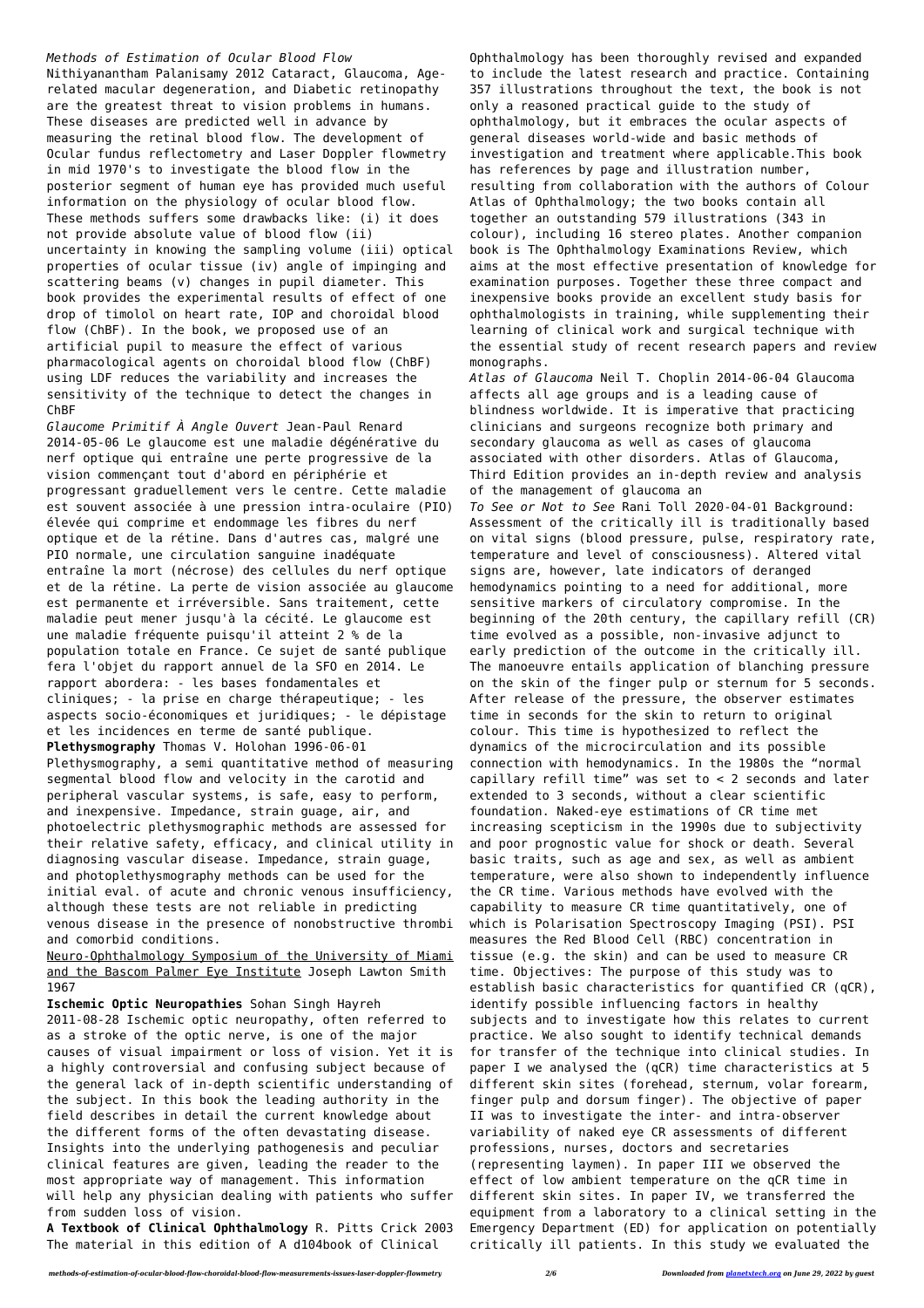*Methods of Estimation of Ocular Blood Flow* Nithiyanantham Palanisamy 2012 Cataract, Glaucoma, Age-related macular degeneration, and Diabetic retinopathy are the greatest threat to vision problems in humans. These diseases are predicted well in advance by measuring the retinal blood flow. The development of Ocular fundus reflectometry and Laser Doppler flowmetry in mid 1970's to investigate the blood flow in the posterior segment of human eye has provided much useful information on the physiology of ocular blood flow. These methods suffers some drawbacks like: (i) it does not provide absolute value of blood flow (ii) uncertainty in knowing the sampling volume (iii) optical properties of ocular tissue (iv) angle of impinging and scattering beams (v) changes in pupil diameter. This book provides the experimental results of effect of one drop of timolol on heart rate, IOP and choroidal blood flow (ChBF). In the book, we proposed use of an artificial pupil to measure the effect of various pharmacological agents on choroidal blood flow (ChBF) using LDF reduces the variability and increases the sensitivity of the technique to detect the changes in ChBF

*Glaucome Primitif À Angle Ouvert* Jean-Paul Renard 2014-05-06 Le glaucome est une maladie dégénérative du nerf optique qui entraîne une perte progressive de la vision commençant tout d'abord en périphérie et progressant graduellement vers le centre. Cette maladie est souvent associée à une pression intra-oculaire (PIO) élevée qui comprime et endommage les fibres du nerf optique et de la rétine. Dans d'autres cas, malgré une PIO normale, une circulation sanguine inadéquate entraîne la mort (nécrose) des cellules du nerf optique et de la rétine. La perte de vision associée au glaucome est permanente et irréversible. Sans traitement, cette maladie peut mener jusqu'à la cécité. Le glaucome est une maladie fréquente puisqu'il atteint 2 % de la population totale en France. Ce sujet de santé publique fera l'objet du rapport annuel de la SFO en 2014. Le rapport abordera: - les bases fondamentales et cliniques; - la prise en charge thérapeutique; - les aspects socio-économiques et juridiques; - le dépistage et les incidences en terme de santé publique.

**Plethysmography** Thomas V. Holohan 1996-06-01 Plethysmography, a semi quantitative method of measuring segmental blood flow and velocity in the carotid and peripheral vascular systems, is safe, easy to perform, and inexpensive. Impedance, strain guage, air, and photoelectric plethysmographic methods are assessed for their relative safety, efficacy, and clinical utility in diagnosing vascular disease. Impedance, strain guage, and photoplethysmography methods can be used for the initial eval. of acute and chronic venous insufficiency, although these tests are not reliable in predicting venous disease in the presence of nonobstructive thrombi and comorbid conditions.

Neuro-Ophthalmology Symposium of the University of Miami and the Bascom Palmer Eye Institute Joseph Lawton Smith 1967

**Ischemic Optic Neuropathies** Sohan Singh Hayreh 2011-08-28 Ischemic optic neuropathy, often referred to as a stroke of the optic nerve, is one of the major causes of visual impairment or loss of vision. Yet it is a highly controversial and confusing subject because of the general lack of in-depth scientific understanding of the subject. In this book the leading authority in the field describes in detail the current knowledge about the different forms of the often devastating disease. Insights into the underlying pathogenesis and peculiar clinical features are given, leading the reader to the most appropriate way of management. This information will help any physician dealing with patients who suffer from sudden loss of vision.

**A Textbook of Clinical Ophthalmology** R. Pitts Crick 2003 The material in this edition of A d104book of Clinical Ophthalmology has been thoroughly revised and expanded to include the latest research and practice. Containing 357 illustrations throughout the text, the book is not only a reasoned practical guide to the study of ophthalmology, but it embraces the ocular aspects of general diseases world-wide and basic methods of investigation and treatment where applicable.This book has references by page and illustration number, resulting from collaboration with the authors of Colour Atlas of Ophthalmology; the two books contain all together an outstanding 579 illustrations (343 in colour), including 16 stereo plates. Another companion book is The Ophthalmology Examinations Review, which aims at the most effective presentation of knowledge for examination purposes. Together these three compact and inexpensive books provide an excellent study basis for ophthalmologists in training, while supplementing their learning of clinical work and surgical technique with the essential study of recent research papers and review monographs.

*Atlas of Glaucoma* Neil T. Choplin 2014-06-04 Glaucoma affects all age groups and is a leading cause of blindness worldwide. It is imperative that practicing clinicians and surgeons recognize both primary and secondary glaucoma as well as cases of glaucoma associated with other disorders. Atlas of Glaucoma, Third Edition provides an in-depth review and analysis of the management of glaucoma an

*To See or Not to See* Rani Toll 2020-04-01 Background: Assessment of the critically ill is traditionally based on vital signs (blood pressure, pulse, respiratory rate, temperature and level of consciousness). Altered vital signs are, however, late indicators of deranged hemodynamics pointing to a need for additional, more sensitive markers of circulatory compromise. In the beginning of the 20th century, the capillary refill (CR) time evolved as a possible, non-invasive adjunct to early prediction of the outcome in the critically ill. The manoeuvre entails application of blanching pressure on the skin of the finger pulp or sternum for 5 seconds. After release of the pressure, the observer estimates time in seconds for the skin to return to original colour. This time is hypothesized to reflect the dynamics of the microcirculation and its possible connection with hemodynamics. In the 1980s the "normal capillary refill time" was set to < 2 seconds and later extended to 3 seconds, without a clear scientific foundation. Naked-eye estimations of CR time met increasing scepticism in the 1990s due to subjectivity and poor prognostic value for shock or death. Several basic traits, such as age and sex, as well as ambient temperature, were also shown to independently influence the CR time. Various methods have evolved with the capability to measure CR time quantitatively, one of which is Polarisation Spectroscopy Imaging (PSI). PSI measures the Red Blood Cell (RBC) concentration in tissue (e.g. the skin) and can be used to measure CR time. Objectives: The purpose of this study was to establish basic characteristics for quantified CR (qCR), identify possible influencing factors in healthy subjects and to investigate how this relates to current practice. We also sought to identify technical demands for transfer of the technique into clinical studies. In paper I we analysed the (qCR) time characteristics at 5 different skin sites (forehead, sternum, volar forearm, finger pulp and dorsum finger). The objective of paper II was to investigate the inter- and intra-observer variability of naked eye CR assessments of different professions, nurses, doctors and secretaries (representing laymen). In paper III we observed the effect of low ambient temperature on the qCR time in different skin sites. In paper IV, we transferred the equipment from a laboratory to a clinical setting in the Emergency Department (ED) for application on potentially critically ill patients. In this study we evaluated the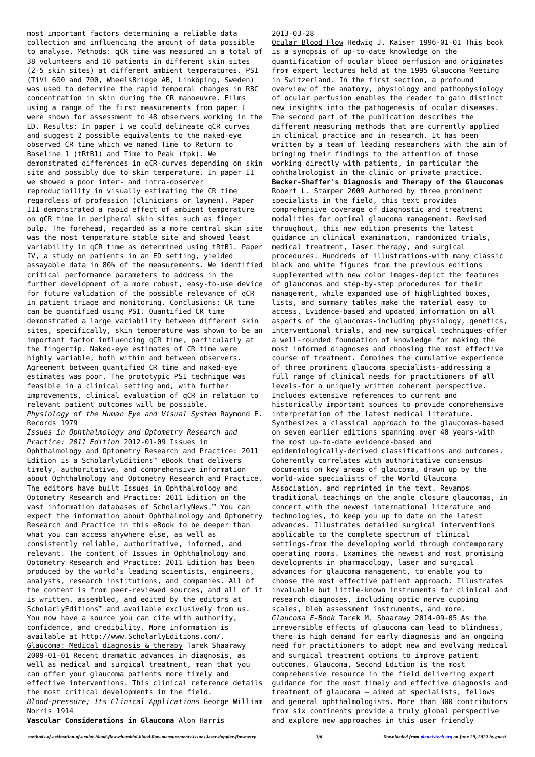most important factors determining a reliable data collection and influencing the amount of data possible to analyse. Methods: qCR time was measured in a total of 38 volunteers and 10 patients in different skin sites (2-5 skin sites) at different ambient temperatures. PSI (TiVi 600 and 700, WheelsBridge AB, Linköping, Sweden) was used to determine the rapid temporal changes in RBC concentration in skin during the CR manoeuvre. Films using a range of the first measurements from paper I were shown for assessment to 48 observers working in the ED. Results: In paper I we could delineate qCR curves and suggest 2 possible equivalents to the naked-eye observed CR time which we named Time to Return to Baseline 1 (tRtB1) and Time to Peak (tpk). We demonstrated differences in qCR-curves depending on skin site and possibly due to skin temperature. In paper II we showed a poor inter- and intra-observer reproducibility in visually estimating the CR time regardless of profession (clinicians or laymen). Paper III demonstrated a rapid effect of ambient temperature on qCR time in peripheral skin sites such as finger pulp. The forehead, regarded as a more central skin site was the most temperature stable site and showed least variability in qCR time as determined using tRtB1. Paper IV, a study on patients in an ED setting, yielded assayable data in 80% of the measurements. We identified critical performance parameters to address in the further development of a more robust, easy-to-use device for future validation of the possible relevance of qCR in patient triage and monitoring. Conclusions: CR time can be quantified using PSI. Quantified CR time demonstrated a large variability between different skin sites, specifically, skin temperature was shown to be an important factor influencing qCR time, particularly at the fingertip. Naked-eye estimates of CR time were highly variable, both within and between observers. Agreement between quantified CR time and naked-eye estimates was poor. The prototypic PSI technique was feasible in a clinical setting and, with further improvements, clinical evaluation of qCR in relation to relevant patient outcomes will be possible.

*Physiology of the Human Eye and Visual System* Raymond E. Records 1979

*Issues in Ophthalmology and Optometry Research and Practice: 2011 Edition* 2012-01-09 Issues in Ophthalmology and Optometry Research and Practice: 2011 Edition is a ScholarlyEditions™ eBook that delivers timely, authoritative, and comprehensive information about Ophthalmology and Optometry Research and Practice. The editors have built Issues in Ophthalmology and Optometry Research and Practice: 2011 Edition on the vast information databases of ScholarlyNews.™ You can expect the information about Ophthalmology and Optometry Research and Practice in this eBook to be deeper than what you can access anywhere else, as well as consistently reliable, authoritative, informed, and relevant. The content of Issues in Ophthalmology and Optometry Research and Practice: 2011 Edition has been produced by the world's leading scientists, engineers, analysts, research institutions, and companies. All of the content is from peer-reviewed sources, and all of it is written, assembled, and edited by the editors at ScholarlyEditions™ and available exclusively from us. You now have a source you can cite with authority, confidence, and credibility. More information is available at http://www.ScholarlyEditions.com/.

Glaucoma: Medical diagnosis & therapy Tarek Shaarawy 2009-01-01 Recent dramatic advances in diagnosis, as well as medical and surgical treatment, mean that you can offer your glaucoma patients more timely and effective interventions. This clinical reference details the most critical developments in the field.

*Blood-pressure; Its Clinical Applications* George William Norris 1914

**Vascular Considerations in Glaucoma** Alon Harris 2013-03-28

Ocular Blood Flow Hedwig J. Kaiser 1996-01-01 This book is a synopsis of up-to-date knowledge on the quantification of ocular blood perfusion and originates from expert lectures held at the 1995 Glaucoma Meeting in Switzerland. In the first section, a profound overview of the anatomy, physiology and pathophysiology of ocular perfusion enables the reader to gain distinct new insights into the pathogenesis of ocular diseases. The second part of the publication describes the different measuring methods that are currently applied in clinical practice and in research. It has been written by a team of leading researchers with the aim of bringing their findings to the attention of those working directly with patients, in particular the ophthalmologist in the clinic or private practice.

**Becker-Shaffer's Diagnosis and Therapy of the Glaucomas** Robert L. Stamper 2009 Authored by three prominent specialists in the field, this text provides comprehensive coverage of diagnostic and treatment modalities for optimal glaucoma management. Revised throughout, this new edition presents the latest guidance in clinical examination, randomized trials, medical treatment, laser therapy, and surgical procedures. Hundreds of illustrations-with many classic black and white figures from the previous editions supplemented with new color images-depict the features of glaucomas and step-by-step procedures for their management, while expanded use of highlighted boxes, lists, and summary tables make the material easy to access. Evidence-based and updated information on all aspects of the glaucomas-including physiology, genetics, interventional trials, and new surgical techniques-offer a well-rounded foundation of knowledge for making the most informed diagnoses and choosing the most effective course of treatment. Combines the cumulative experience of three prominent glaucoma specialists-addressing a full range of clinical needs for practitioners of all levels-for a uniquely written coherent perspective. Includes extensive references to current and historically important sources to provide comprehensive interpretation of the latest medical literature. Synthesizes a classical approach to the glaucomas-based on seven earlier editions spanning over 40 years-with the most up-to-date evidence-based and epidemiologically-derived classifications and outcomes. Coherently correlates with authoritative consensus documents on key areas of glaucoma, drawn up by the world-wide specialists of the World Glaucoma Association, and reprinted in the text. Revamps traditional teachings on the angle closure glaucomas, in concert with the newest international literature and technologies, to keep you up to date on the latest advances. Illustrates detailed surgical interventions applicable to the complete spectrum of clinical settings-from the developing world through contemporary operating rooms. Examines the newest and most promising developments in pharmacology, laser and surgical advances for glaucoma management, to enable you to choose the most effective patient approach. Illustrates invaluable but little-known instruments for clinical and research diagnoses, including optic nerve cupping scales, bleb assessment instruments, and more.

*Glaucoma E-Book* Tarek M. Shaarawy 2014-09-05 As the irreversible effects of glaucoma can lead to blindness, there is high demand for early diagnosis and an ongoing need for practitioners to adopt new and evolving medical and surgical treatment options to improve patient outcomes. Glaucoma, Second Edition is the most comprehensive resource in the field delivering expert guidance for the most timely and effective diagnosis and treatment of glaucoma – aimed at specialists, fellows and general ophthalmologists. More than 300 contributors from six continents provide a truly global perspective and explore new approaches in this user friendly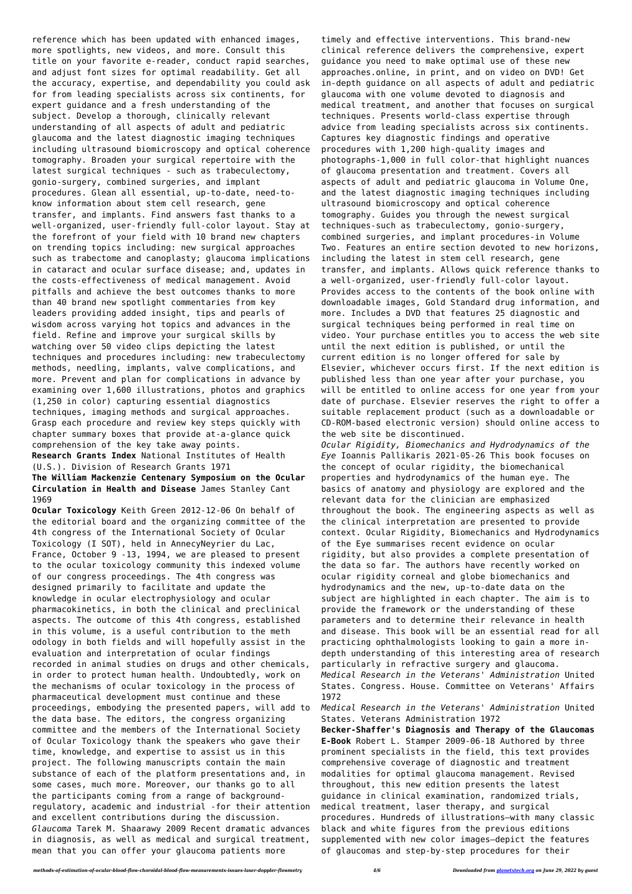reference which has been updated with enhanced images, more spotlights, new videos, and more. Consult this title on your favorite e-reader, conduct rapid searches, and adjust font sizes for optimal readability. Get all the accuracy, expertise, and dependability you could ask for from leading specialists across six continents, for expert guidance and a fresh understanding of the subject. Develop a thorough, clinically relevant understanding of all aspects of adult and pediatric glaucoma and the latest diagnostic imaging techniques including ultrasound biomicroscopy and optical coherence tomography. Broaden your surgical repertoire with the latest surgical techniques - such as trabeculectomy, gonio-surgery, combined surgeries, and implant procedures. Glean all essential, up-to-date, need-to-know information about stem cell research, gene transfer, and implants. Find answers fast thanks to a well-organized, user-friendly full-color layout. Stay at the forefront of your field with 10 brand new chapters on trending topics including: new surgical approaches such as trabectome and canoplasty; glaucoma implications in cataract and ocular surface disease; and, updates in the costs-effectiveness of medical management. Avoid pitfalls and achieve the best outcomes thanks to more than 40 brand new spotlight commentaries from key leaders providing added insight, tips and pearls of wisdom across varying hot topics and advances in the field. Refine and improve your surgical skills by watching over 50 video clips depicting the latest techniques and procedures including: new trabeculectomy methods, needling, implants, valve complications, and more. Prevent and plan for complications in advance by examining over 1,600 illustrations, photos and graphics (1,250 in color) capturing essential diagnostics techniques, imaging methods and surgical approaches. Grasp each procedure and review key steps quickly with chapter summary boxes that provide at-a-glance quick comprehension of the key take away points.

**Research Grants Index** National Institutes of Health (U.S.). Division of Research Grants 1971

**The William Mackenzie Centenary Symposium on the Ocular Circulation in Health and Disease** James Stanley Cant 1969

**Ocular Toxicology** Keith Green 2012-12-06 On behalf of the editorial board and the organizing committee of the 4th congress of the International Society of Ocular Toxicology (I SOT), held in AnnecyNeyrier du Lac, France, October 9 -13, 1994, we are pleased to present to the ocular toxicology community this indexed volume of our congress proceedings. The 4th congress was designed primarily to facilitate and update the knowledge in ocular electrophysiology and ocular pharmacokinetics, in both the clinical and preclinical aspects. The outcome of this 4th congress, established in this volume, is a useful contribution to the meth odology in both fields and will hopefully assist in the evaluation and interpretation of ocular findings recorded in animal studies on drugs and other chemicals, in order to protect human health. Undoubtedly, work on the mechanisms of ocular toxicology in the process of pharmaceutical development must continue and these proceedings, embodying the presented papers, will add to the data base. The editors, the congress organizing committee and the members of the International Society of Ocular Toxicology thank the speakers who gave their time, knowledge, and expertise to assist us in this project. The following manuscripts contain the main substance of each of the platform presentations and, in some cases, much more. Moreover, our thanks go to all the participants coming from a range of background-regulatory, academic and industrial -for their attention and excellent contributions during the discussion.

*Glaucoma* Tarek M. Shaarawy 2009 Recent dramatic advances in diagnosis, as well as medical and surgical treatment, mean that you can offer your glaucoma patients more timely and effective interventions. This brand-new clinical reference delivers the comprehensive, expert guidance you need to make optimal use of these new approaches.online, in print, and on video on DVD! Get in-depth guidance on all aspects of adult and pediatric glaucoma with one volume devoted to diagnosis and medical treatment, and another that focuses on surgical techniques. Presents world-class expertise through advice from leading specialists across six continents. Captures key diagnostic findings and operative procedures with 1,200 high-quality images and photographs-1,000 in full color-that highlight nuances of glaucoma presentation and treatment. Covers all aspects of adult and pediatric glaucoma in Volume One, and the latest diagnostic imaging techniques including ultrasound biomicroscopy and optical coherence tomography. Guides you through the newest surgical techniques-such as trabeculectomy, gonio-surgery, combined surgeries, and implant procedures-in Volume Two. Features an entire section devoted to new horizons, including the latest in stem cell research, gene transfer, and implants. Allows quick reference thanks to a well-organized, user-friendly full-color layout. Provides access to the contents of the book online with downloadable images, Gold Standard drug information, and more. Includes a DVD that features 25 diagnostic and surgical techniques being performed in real time on video. Your purchase entitles you to access the web site until the next edition is published, or until the current edition is no longer offered for sale by Elsevier, whichever occurs first. If the next edition is published less than one year after your purchase, you will be entitled to online access for one year from your date of purchase. Elsevier reserves the right to offer a suitable replacement product (such as a downloadable or CD-ROM-based electronic version) should online access to the web site be discontinued.

*Ocular Rigidity, Biomechanics and Hydrodynamics of the Eye* Ioannis Pallikaris 2021-05-26 This book focuses on the concept of ocular rigidity, the biomechanical properties and hydrodynamics of the human eye. The basics of anatomy and physiology are explored and the relevant data for the clinician are emphasized throughout the book. The engineering aspects as well as the clinical interpretation are presented to provide context. Ocular Rigidity, Biomechanics and Hydrodynamics of the Eye summarises recent evidence on ocular rigidity, but also provides a complete presentation of the data so far. The authors have recently worked on ocular rigidity corneal and globe biomechanics and hydrodynamics and the new, up-to-date data on the subject are highlighted in each chapter. The aim is to provide the framework or the understanding of these parameters and to determine their relevance in health and disease. This book will be an essential read for all practicing ophthalmologists looking to gain a more in-depth understanding of this interesting area of research particularly in refractive surgery and glaucoma.

*Medical Research in the Veterans' Administration* United States. Congress. House. Committee on Veterans' Affairs 1972

*Medical Research in the Veterans' Administration* United States. Veterans Administration 1972

**Becker-Shaffer's Diagnosis and Therapy of the Glaucomas E-Book** Robert L. Stamper 2009-06-18 Authored by three prominent specialists in the field, this text provides comprehensive coverage of diagnostic and treatment modalities for optimal glaucoma management. Revised throughout, this new edition presents the latest guidance in clinical examination, randomized trials, medical treatment, laser therapy, and surgical procedures. Hundreds of illustrations—with many classic black and white figures from the previous editions supplemented with new color images—depict the features of glaucomas and step-by-step procedures for their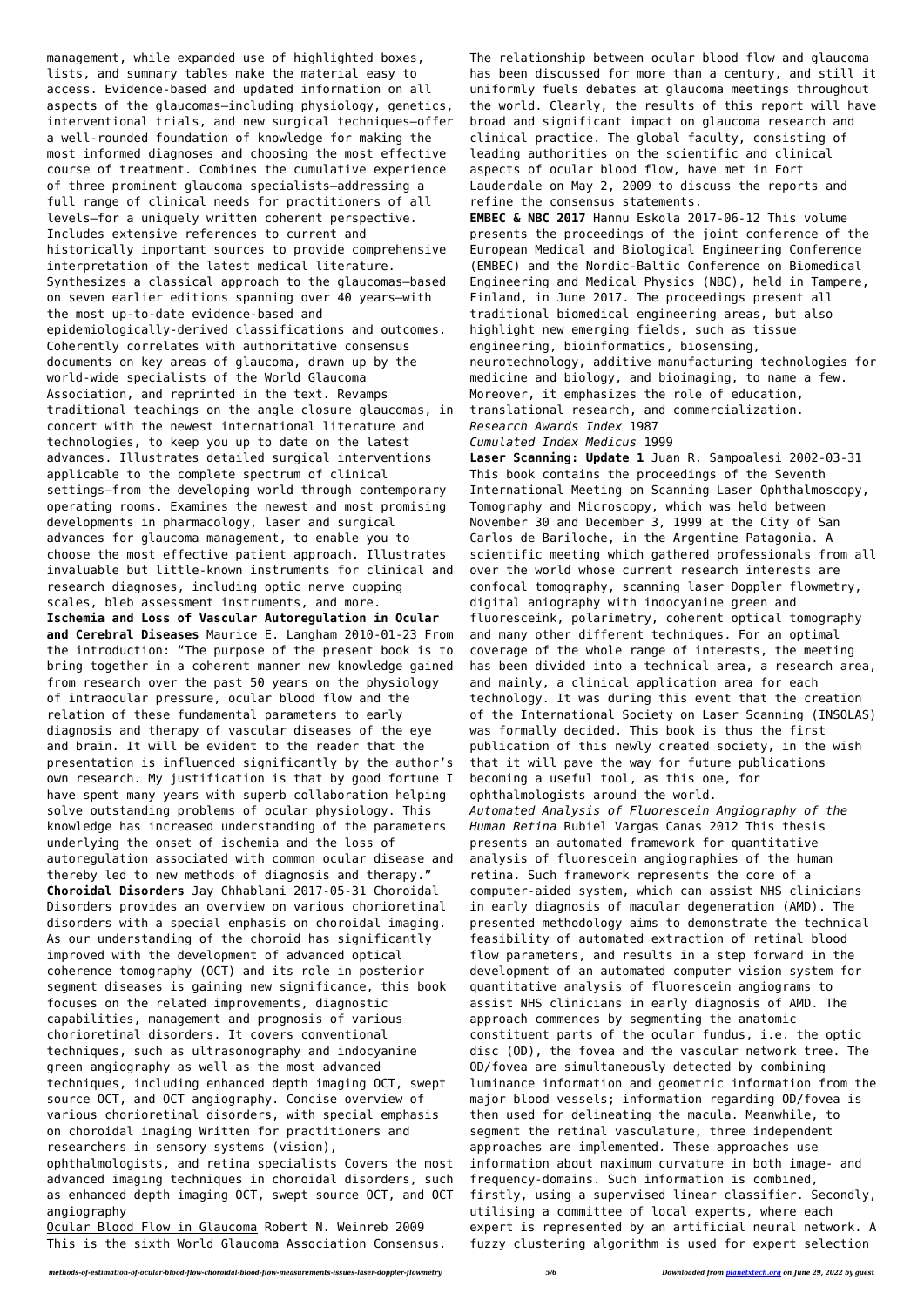management, while expanded use of highlighted boxes, lists, and summary tables make the material easy to access. Evidence-based and updated information on all aspects of the glaucomas—including physiology, genetics, interventional trials, and new surgical techniques—offer a well-rounded foundation of knowledge for making the most informed diagnoses and choosing the most effective course of treatment. Combines the cumulative experience of three prominent glaucoma specialists—addressing a full range of clinical needs for practitioners of all levels—for a uniquely written coherent perspective. Includes extensive references to current and historically important sources to provide comprehensive interpretation of the latest medical literature. Synthesizes a classical approach to the glaucomas—based on seven earlier editions spanning over 40 years—with the most up-to-date evidence-based and epidemiologically-derived classifications and outcomes. Coherently correlates with authoritative consensus documents on key areas of glaucoma, drawn up by the world-wide specialists of the World Glaucoma Association, and reprinted in the text. Revamps traditional teachings on the angle closure glaucomas, in concert with the newest international literature and technologies, to keep you up to date on the latest advances. Illustrates detailed surgical interventions applicable to the complete spectrum of clinical settings—from the developing world through contemporary operating rooms. Examines the newest and most promising developments in pharmacology, laser and surgical advances for glaucoma management, to enable you to choose the most effective patient approach. Illustrates invaluable but little-known instruments for clinical and research diagnoses, including optic nerve cupping scales, bleb assessment instruments, and more.

**Ischemia and Loss of Vascular Autoregulation in Ocular and Cerebral Diseases** Maurice E. Langham 2010-01-23 From the introduction: "The purpose of the present book is to bring together in a coherent manner new knowledge gained from research over the past 50 years on the physiology of intraocular pressure, ocular blood flow and the relation of these fundamental parameters to early diagnosis and therapy of vascular diseases of the eye and brain. It will be evident to the reader that the presentation is influenced significantly by the author's own research. My justification is that by good fortune I have spent many years with superb collaboration helping solve outstanding problems of ocular physiology. This knowledge has increased understanding of the parameters underlying the onset of ischemia and the loss of autoregulation associated with common ocular disease and thereby led to new methods of diagnosis and therapy."

**Choroidal Disorders** Jay Chhablani 2017-05-31 Choroidal Disorders provides an overview on various chorioretinal disorders with a special emphasis on choroidal imaging. As our understanding of the choroid has significantly improved with the development of advanced optical coherence tomography (OCT) and its role in posterior segment diseases is gaining new significance, this book focuses on the related improvements, diagnostic capabilities, management and prognosis of various chorioretinal disorders. It covers conventional techniques, such as ultrasonography and indocyanine green angiography as well as the most advanced techniques, including enhanced depth imaging OCT, swept source OCT, and OCT angiography. Concise overview of various chorioretinal disorders, with special emphasis on choroidal imaging Written for practitioners and researchers in sensory systems (vision), ophthalmologists, and retina specialists Covers the most advanced imaging techniques in choroidal disorders, such as enhanced depth imaging OCT, swept source OCT, and OCT angiography

Ocular Blood Flow in Glaucoma Robert N. Weinreb 2009 This is the sixth World Glaucoma Association Consensus. The relationship between ocular blood flow and glaucoma has been discussed for more than a century, and still it uniformly fuels debates at glaucoma meetings throughout the world. Clearly, the results of this report will have broad and significant impact on glaucoma research and clinical practice. The global faculty, consisting of leading authorities on the scientific and clinical aspects of ocular blood flow, have met in Fort Lauderdale on May 2, 2009 to discuss the reports and refine the consensus statements.

**EMBEC & NBC 2017** Hannu Eskola 2017-06-12 This volume presents the proceedings of the joint conference of the European Medical and Biological Engineering Conference (EMBEC) and the Nordic-Baltic Conference on Biomedical Engineering and Medical Physics (NBC), held in Tampere, Finland, in June 2017. The proceedings present all traditional biomedical engineering areas, but also highlight new emerging fields, such as tissue engineering, bioinformatics, biosensing, neurotechnology, additive manufacturing technologies for medicine and biology, and bioimaging, to name a few. Moreover, it emphasizes the role of education, translational research, and commercialization.

*Research Awards Index* 1987

*Cumulated Index Medicus* 1999

**Laser Scanning: Update 1** Juan R. Sampaolesi 2002-03-31 This book contains the proceedings of the Seventh International Meeting on Scanning Laser Ophthalmoscopy, Tomography and Microscopy, which was held between November 30 and December 3, 1999 at the City of San Carlos de Bariloche, in the Argentine Patagonia. A scientific meeting which gathered professionals from all over the world whose current research interests are confocal tomography, scanning laser Doppler flowmetry, digital aniography with indocyanine green and fluoresceink, polarimetry, coherent optical tomography and many other different techniques. For an optimal coverage of the whole range of interests, the meeting has been divided into a technical area, a research area, and mainly, a clinical application area for each technology. It was during this event that the creation of the International Society on Laser Scanning (INSOLAS) was formally decided. This book is thus the first publication of this newly created society, in the wish that it will pave the way for future publications becoming a useful tool, as this one, for ophthalmologists around the world.

*Automated Analysis of Fluorescein Angiography of the Human Retina* Rubiel Vargas Canas 2012 This thesis presents an automated framework for quantitative analysis of fluorescein angiographies of the human retina. Such framework represents the core of a computer-aided system, which can assist NHS clinicians in early diagnosis of macular degeneration (AMD). The presented methodology aims to demonstrate the technical feasibility of automated extraction of retinal blood flow parameters, and results in a step forward in the development of an automated computer vision system for quantitative analysis of fluorescein angiograms to assist NHS clinicians in early diagnosis of AMD. The approach commences by segmenting the anatomic constituent parts of the ocular fundus, i.e. the optic disc (OD), the fovea and the vascular network tree. The OD/fovea are simultaneously detected by combining luminance information and geometric information from the major blood vessels; information regarding OD/fovea is then used for delineating the macula. Meanwhile, to segment the retinal vasculature, three independent approaches are implemented. These approaches use information about maximum curvature in both image- and frequency-domains. Such information is combined, firstly, using a supervised linear classifier. Secondly, utilising a committee of local experts, where each expert is represented by an artificial neural network. A fuzzy clustering algorithm is used for expert selection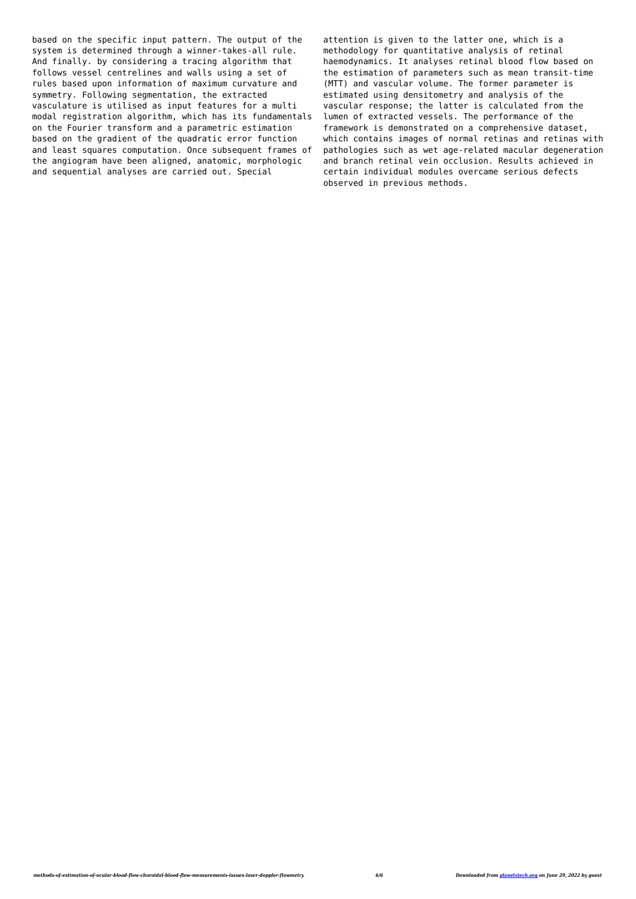based on the specific input pattern. The output of the system is determined through a winner-takes-all rule. And finally. by considering a tracing algorithm that follows vessel centrelines and walls using a set of rules based upon information of maximum curvature and symmetry. Following segmentation, the extracted vasculature is utilised as input features for a multi modal registration algorithm, which has its fundamentals on the Fourier transform and a parametric estimation based on the gradient of the quadratic error function and least squares computation. Once subsequent frames of the angiogram have been aligned, anatomic, morphologic and sequential analyses are carried out. Special attention is given to the latter one, which is a methodology for quantitative analysis of retinal haemodynamics. It analyses retinal blood flow based on the estimation of parameters such as mean transit-time (MTT) and vascular volume. The former parameter is estimated using densitometry and analysis of the vascular response; the latter is calculated from the lumen of extracted vessels. The performance of the framework is demonstrated on a comprehensive dataset, which contains images of normal retinas and retinas with pathologies such as wet age-related macular degeneration and branch retinal vein occlusion. Results achieved in certain individual modules overcame serious defects observed in previous methods.